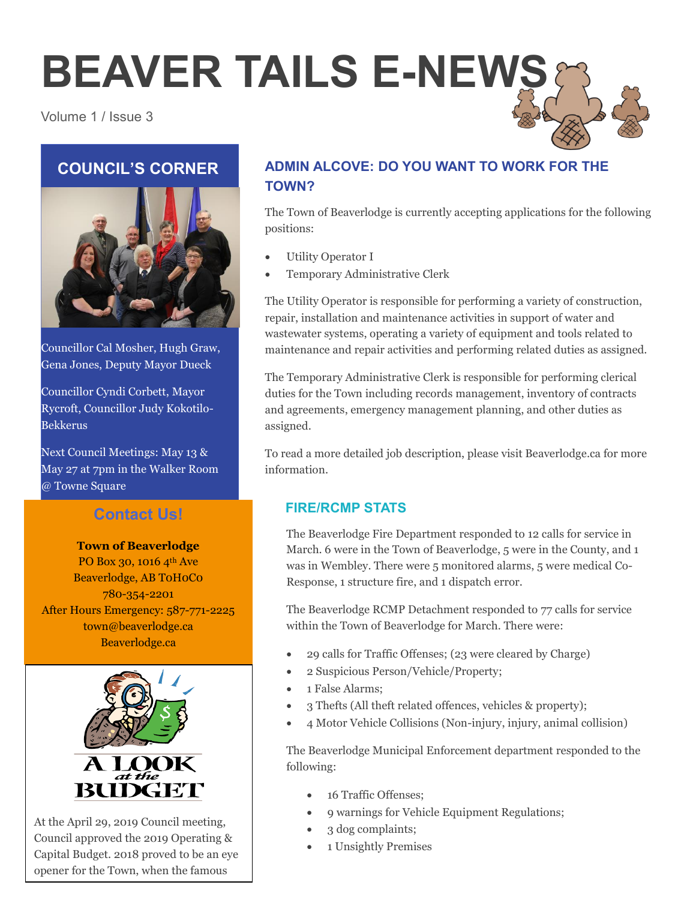# BEAVER TAILS E-NEWS

Volume 1 / Issue 3

## COUNCIL'S CORNER

Councillor Cal Mosher, Hugh Graw, Gena Jones, Deputy Mayor Dueck

Councillor Cyndi Corbett, Mayor Rycroft, Councillor Judy Kokotilo-Bekkerus

Next Council Meetings: May 13 & May 27 at 7pm in the Walker Room @ Towne Square

## Contact Us!

**Town of Beaverlodge**
PO Box 30, 1016 4th Ave
Beaverlodge, AB T0H0C0
780-354-2201
After Hours Emergency: 587-771-2225
town@beaverlodge.ca
Beaverlodge.ca

A LOOK at the BUDGET

At the April 29, 2019 Council meeting, Council approved the 2019 Operating & Capital Budget. 2018 proved to be an eye opener for the Town, when the famous

## ADMIN ALCOVE: DO YOU WANT TO WORK FOR THE TOWN?

The Town of Beaverlodge is currently accepting applications for the following positions:

- Utility Operator I
- Temporary Administrative Clerk

The Utility Operator is responsible for performing a variety of construction, repair, installation and maintenance activities in support of water and wastewater systems, operating a variety of equipment and tools related to maintenance and repair activities and performing related duties as assigned.

The Temporary Administrative Clerk is responsible for performing clerical duties for the Town including records management, inventory of contracts and agreements, emergency management planning, and other duties as assigned.

To read a more detailed job description, please visit Beaverlodge.ca for more information.

## FIRE/RCMP STATS

The Beaverlodge Fire Department responded to 12 calls for service in March. 6 were in the Town of Beaverlodge, 5 were in the County, and 1 was in Wembley. There were 5 monitored alarms, 5 were medical Co-Response, 1 structure fire, and 1 dispatch error.

The Beaverlodge RCMP Detachment responded to 77 calls for service within the Town of Beaverlodge for March. There were:

- 29 calls for Traffic Offenses; (23 were cleared by Charge)
- 2 Suspicious Person/Vehicle/Property;
- 1 False Alarms;
- 3 Thefts (All theft related offences, vehicles & property);
- 4 Motor Vehicle Collisions (Non-injury, injury, animal collision)

The Beaverlodge Municipal Enforcement department responded to the following:

- 16 Traffic Offenses;
- 9 warnings for Vehicle Equipment Regulations;
- 3 dog complaints;
- 1 Unsightly Premises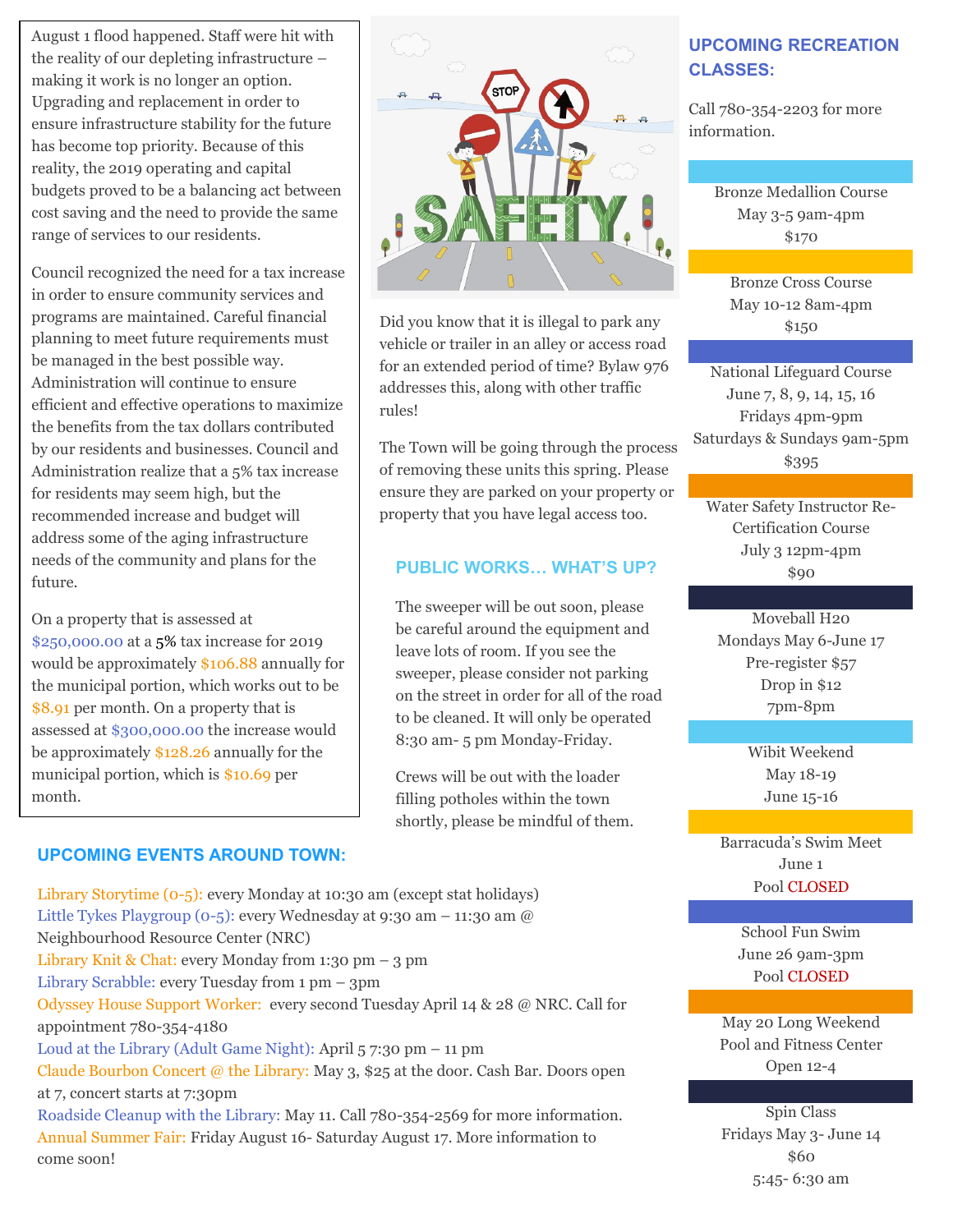August 1 flood happened. Staff were hit with the reality of our depleting infrastructure – making it work is no longer an option. Upgrading and replacement in order to ensure infrastructure stability for the future has become top priority. Because of this reality, the 2019 operating and capital budgets proved to be a balancing act between cost saving and the need to provide the same range of services to our residents.

Council recognized the need for a tax increase in order to ensure community services and programs are maintained. Careful financial planning to meet future requirements must be managed in the best possible way. Administration will continue to ensure efficient and effective operations to maximize the benefits from the tax dollars contributed by our residents and businesses. Council and Administration realize that a 5% tax increase for residents may seem high, but the recommended increase and budget will address some of the aging infrastructure needs of the community and plans for the future.

On a property that is assessed at $250,000.00 at a 5% tax increase for 2019 would be approximately $106.88 annually for the municipal portion, which works out to be $8.91 per month. On a property that is assessed at $300,000.00 the increase would be approximately $128.26 annually for the municipal portion, which is $10.69 per month.

Did you know that it is illegal to park any vehicle or trailer in an alley or access road for an extended period of time? Bylaw 976 addresses this, along with other traffic rules!

The Town will be going through the process of removing these units this spring. Please ensure they are parked on your property or property that you have legal access too.

## PUBLIC WORKS… WHAT'S UP?

The sweeper will be out soon, please be careful around the equipment and leave lots of room. If you see the sweeper, please consider not parking on the street in order for all of the road to be cleaned. It will only be operated 8:30 am- 5 pm Monday-Friday.

Crews will be out with the loader filling potholes within the town shortly, please be mindful of them.

## UPCOMING EVENTS AROUND TOWN:

Library Storytime (0-5): every Monday at 10:30 am (except stat holidays)
Little Tykes Playgroup (0-5): every Wednesday at 9:30 am – 11:30 am @ Neighbourhood Resource Center (NRC)
Library Knit & Chat: every Monday from 1:30 pm – 3 pm
Library Scrabble: every Tuesday from 1 pm – 3pm
Odyssey House Support Worker: every second Tuesday April 14 & 28 @ NRC. Call for appointment 780-354-4180
Loud at the Library (Adult Game Night): April 5 7:30 pm – 11 pm
Claude Bourbon Concert @ the Library: May 3, $25 at the door. Cash Bar. Doors open at 7, concert starts at 7:30pm
Roadside Cleanup with the Library: May 11. Call 780-354-2569 for more information.
Annual Summer Fair: Friday August 16- Saturday August 17. More information to come soon!

## UPCOMING RECREATION CLASSES:

Call 780-354-2203 for more information.

Bronze Medallion Course
May 3-5 9am-4pm
$170

Bronze Cross Course
May 10-12 8am-4pm
$150

National Lifeguard Course
June 7, 8, 9, 14, 15, 16
Fridays 4pm-9pm
Saturdays & Sundays 9am-5pm
$395

Water Safety Instructor Re-Certification Course
July 3 12pm-4pm
$90

Moveball H2o
Mondays May 6-June 17
Pre-register $57
Drop in $12
7pm-8pm

Wibit Weekend
May 18-19
June 15-16

Barracuda's Swim Meet
June 1
Pool CLOSED

School Fun Swim
June 26 9am-3pm
Pool CLOSED

May 20 Long Weekend
Pool and Fitness Center
Open 12-4

Spin Class
Fridays May 3- June 14
$60
5:45- 6:30 am